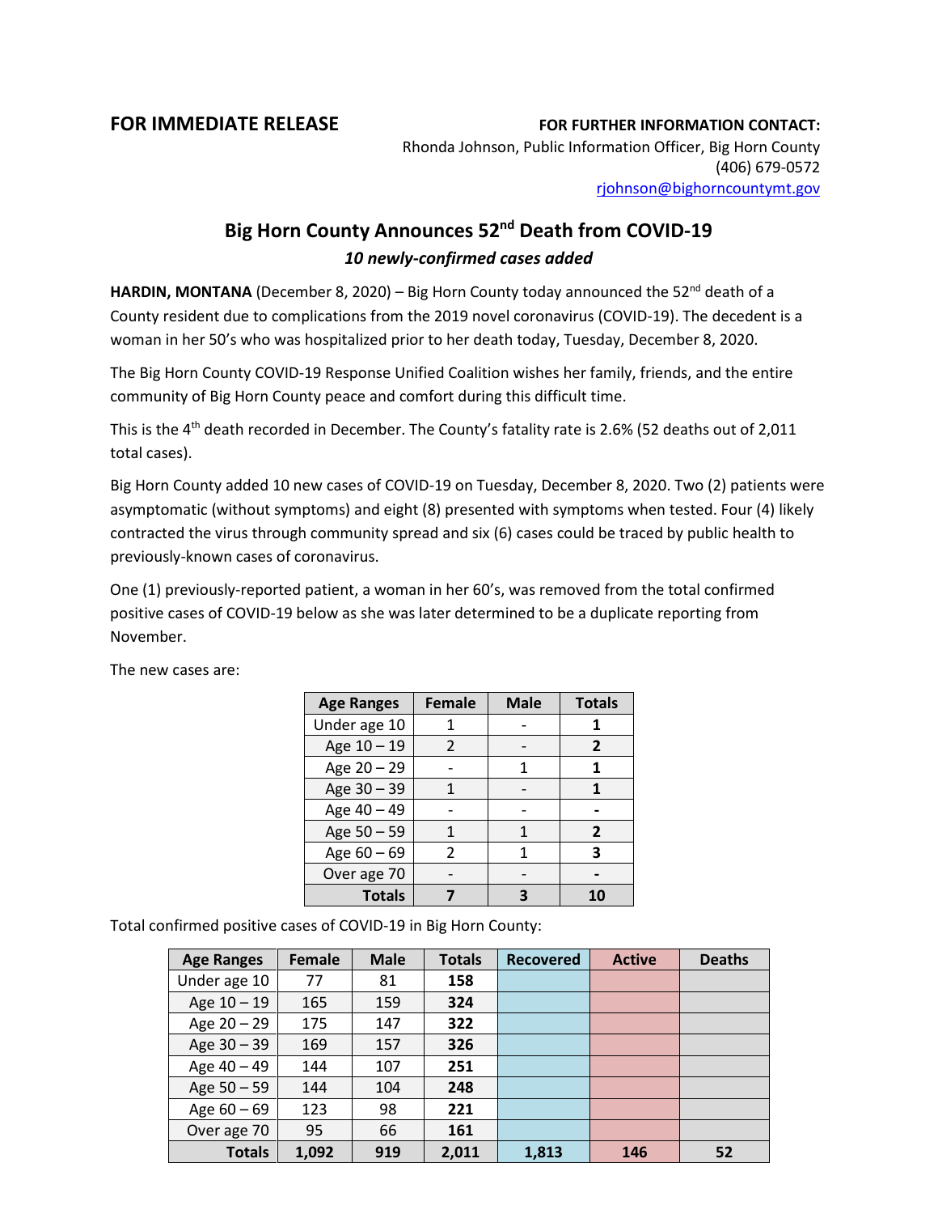**FOR IMMEDIATE RELEASE**

**FOR FURTHER INFORMATION CONTACT:**
Rhonda Johnson, Public Information Officer, Big Horn County
(406) 679-0572
rjohnson@bighorncountymt.gov

# Big Horn County Announces 52nd Death from COVID-19

***10 newly-confirmed cases added***

**HARDIN, MONTANA** (December 8, 2020) – Big Horn County today announced the 52nd death of a County resident due to complications from the 2019 novel coronavirus (COVID-19). The decedent is a woman in her 50's who was hospitalized prior to her death today, Tuesday, December 8, 2020.

The Big Horn County COVID-19 Response Unified Coalition wishes her family, friends, and the entire community of Big Horn County peace and comfort during this difficult time.

This is the 4th death recorded in December. The County's fatality rate is 2.6% (52 deaths out of 2,011 total cases).

Big Horn County added 10 new cases of COVID-19 on Tuesday, December 8, 2020. Two (2) patients were asymptomatic (without symptoms) and eight (8) presented with symptoms when tested. Four (4) likely contracted the virus through community spread and six (6) cases could be traced by public health to previously-known cases of coronavirus.

One (1) previously-reported patient, a woman in her 60's, was removed from the total confirmed positive cases of COVID-19 below as she was later determined to be a duplicate reporting from November.

The new cases are:

| Age Ranges | Female | Male | Totals |
|---|---|---|---|
| Under age 10 | 1 | - | **1** |
| Age 10 – 19 | 2 | - | **2** |
| Age 20 – 29 | - | 1 | **1** |
| Age 30 – 39 | 1 | - | **1** |
| Age 40 – 49 | - | - | **-** |
| Age 50 – 59 | 1 | 1 | **2** |
| Age 60 – 69 | 2 | 1 | **3** |
| Over age 70 | - | - | **-** |
| **Totals** | **7** | **3** | **10** |

Total confirmed positive cases of COVID-19 in Big Horn County:

| Age Ranges | Female | Male | Totals | Recovered | Active | Deaths |
|---|---|---|---|---|---|---|
| Under age 10 | 77 | 81 | **158** | | | |
| Age 10 – 19 | 165 | 159 | **324** | | | |
| Age 20 – 29 | 175 | 147 | **322** | | | |
| Age 30 – 39 | 169 | 157 | **326** | | | |
| Age 40 – 49 | 144 | 107 | **251** | | | |
| Age 50 – 59 | 144 | 104 | **248** | | | |
| Age 60 – 69 | 123 | 98 | **221** | | | |
| Over age 70 | 95 | 66 | **161** | | | |
| **Totals** | **1,092** | **919** | **2,011** | **1,813** | **146** | **52** |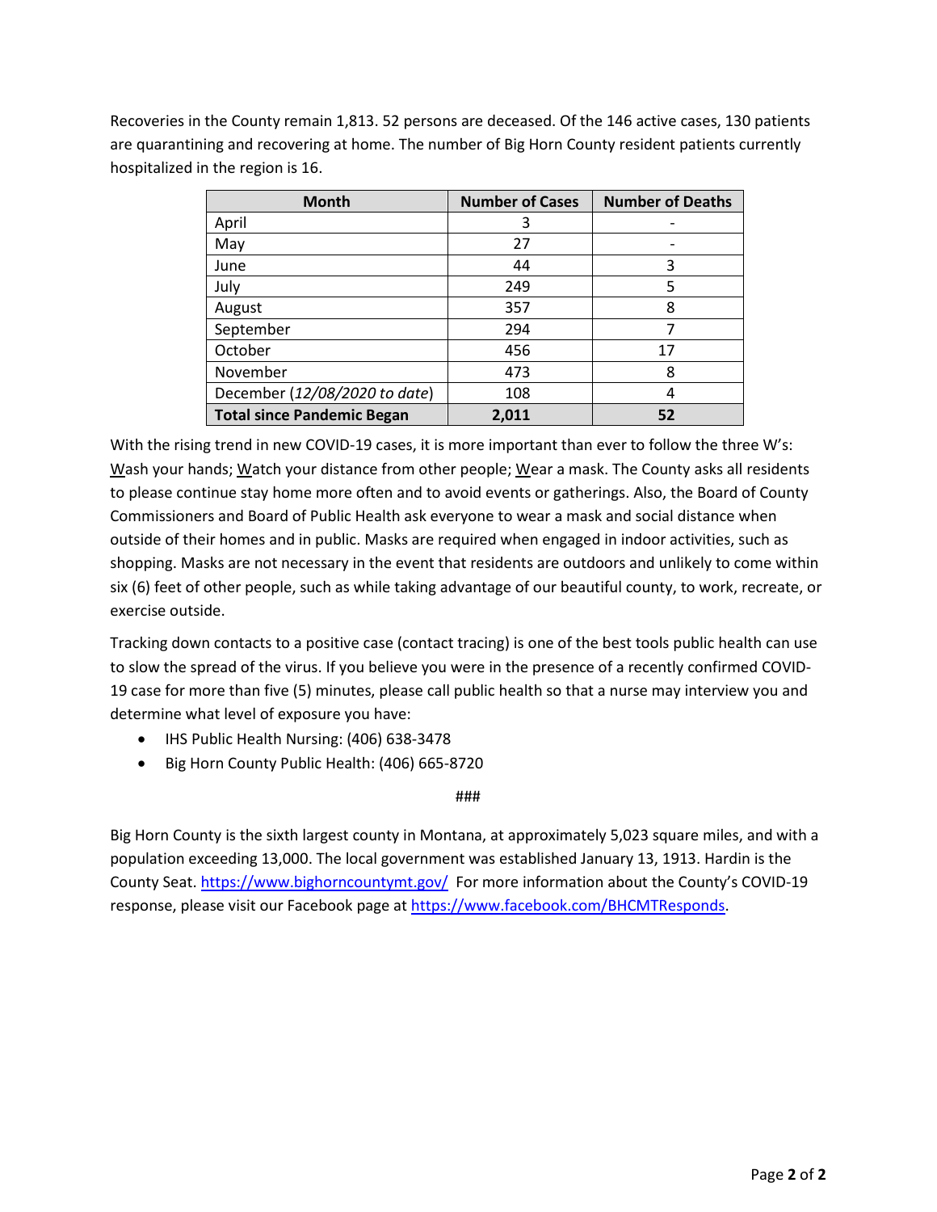Recoveries in the County remain 1,813. 52 persons are deceased. Of the 146 active cases, 130 patients are quarantining and recovering at home. The number of Big Horn County resident patients currently hospitalized in the region is 16.

| Month | Number of Cases | Number of Deaths |
|---|---|---|
| April | 3 | - |
| May | 27 | - |
| June | 44 | 3 |
| July | 249 | 5 |
| August | 357 | 8 |
| September | 294 | 7 |
| October | 456 | 17 |
| November | 473 | 8 |
| December (*12/08/2020 to date*) | 108 | 4 |
| **Total since Pandemic Began** | **2,011** | **52** |

With the rising trend in new COVID-19 cases, it is more important than ever to follow the three W's: Wash your hands; Watch your distance from other people; Wear a mask. The County asks all residents to please continue stay home more often and to avoid events or gatherings. Also, the Board of County Commissioners and Board of Public Health ask everyone to wear a mask and social distance when outside of their homes and in public. Masks are required when engaged in indoor activities, such as shopping. Masks are not necessary in the event that residents are outdoors and unlikely to come within six (6) feet of other people, such as while taking advantage of our beautiful county, to work, recreate, or exercise outside.

Tracking down contacts to a positive case (contact tracing) is one of the best tools public health can use to slow the spread of the virus. If you believe you were in the presence of a recently confirmed COVID-19 case for more than five (5) minutes, please call public health so that a nurse may interview you and determine what level of exposure you have:

- IHS Public Health Nursing: (406) 638-3478
- Big Horn County Public Health: (406) 665-8720

###

Big Horn County is the sixth largest county in Montana, at approximately 5,023 square miles, and with a population exceeding 13,000. The local government was established January 13, 1913. Hardin is the County Seat. https://www.bighorncountymt.gov/ For more information about the County's COVID-19 response, please visit our Facebook page at https://www.facebook.com/BHCMTResponds.